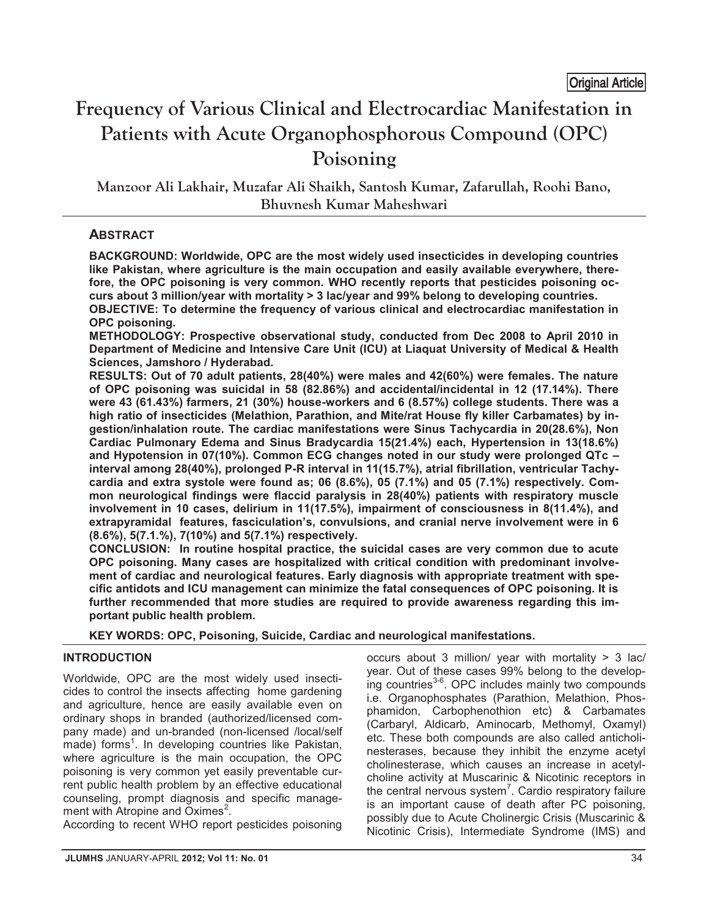Original Article

# Frequency of Various Clinical and Electrocardiac Manifestation in Patients with Acute Organophosphorous Compound (OPC) Poisoning

**Manzoor Ali Lakhair, Muzafar Ali Shaikh, Santosh Kumar, Zafarullah, Roohi Bano, Bhuvnesh Kumar Maheshwari**

## ABSTRACT

**BACKGROUND: Worldwide, OPC are the most widely used insecticides in developing countries like Pakistan, where agriculture is the main occupation and easily available everywhere, therefore, the OPC poisoning is very common. WHO recently reports that pesticides poisoning occurs about 3 million/year with mortality > 3 lac/year and 99% belong to developing countries.**

**OBJECTIVE: To determine the frequency of various clinical and electrocardiac manifestation in OPC poisoning.**

**METHODOLOGY: Prospective observational study, conducted from Dec 2008 to April 2010 in Department of Medicine and Intensive Care Unit (ICU) at Liaquat University of Medical & Health Sciences, Jamshoro / Hyderabad.**

**RESULTS: Out of 70 adult patients, 28(40%) were males and 42(60%) were females. The nature of OPC poisoning was suicidal in 58 (82.86%) and accidental/incidental in 12 (17.14%). There were 43 (61.43%) farmers, 21 (30%) house-workers and 6 (8.57%) college students. There was a high ratio of insecticides (Melathion, Parathion, and Mite/rat House fly killer Carbamates) by ingestion/inhalation route. The cardiac manifestations were Sinus Tachycardia in 20(28.6%), Non Cardiac Pulmonary Edema and Sinus Bradycardia 15(21.4%) each, Hypertension in 13(18.6%) and Hypotension in 07(10%). Common ECG changes noted in our study were prolonged QTc – interval among 28(40%), prolonged P-R interval in 11(15.7%), atrial fibrillation, ventricular Tachycardia and extra systole were found as; 06 (8.6%), 05 (7.1%) and 05 (7.1%) respectively. Common neurological findings were flaccid paralysis in 28(40%) patients with respiratory muscle involvement in 10 cases, delirium in 11(17.5%), impairment of consciousness in 8(11.4%), and extrapyramidal features, fasciculation's, convulsions, and cranial nerve involvement were in 6 (8.6%), 5(7.1.%), 7(10%) and 5(7.1%) respectively.**

**CONCLUSION: In routine hospital practice, the suicidal cases are very common due to acute OPC poisoning. Many cases are hospitalized with critical condition with predominant involvement of cardiac and neurological features. Early diagnosis with appropriate treatment with specific antidots and ICU management can minimize the fatal consequences of OPC poisoning. It is further recommended that more studies are required to provide awareness regarding this important public health problem.**

**KEY WORDS: OPC, Poisoning, Suicide, Cardiac and neurological manifestations.**

## INTRODUCTION

Worldwide, OPC are the most widely used insecticides to control the insects affecting home gardening and agriculture, hence are easily available even on ordinary shops in branded (authorized/licensed company made) and un-branded (non-licensed /local/self made) forms[1]. In developing countries like Pakistan, where agriculture is the main occupation, the OPC poisoning is very common yet easily preventable current public health problem by an effective educational counseling, prompt diagnosis and specific management with Atropine and Oximes[2].

According to recent WHO report pesticides poisoning occurs about 3 million/ year with mortality > 3 lac/ year. Out of these cases 99% belong to the developing countries[3-6]. OPC includes mainly two compounds i.e. Organophosphates (Parathion, Melathion, Phosphamidon, Carbophenothion etc) & Carbamates (Carbaryl, Aldicarb, Aminocarb, Methomyl, Oxamyl) etc. These both compounds are also called anticholinesterases, because they inhibit the enzyme acetyl cholinesterase, which causes an increase in acetylcholine activity at Muscarinic & Nicotinic receptors in the central nervous system[7]. Cardio respiratory failure is an important cause of death after PC poisoning, possibly due to Acute Cholinergic Crisis (Muscarinic & Nicotinic Crisis), Intermediate Syndrome (IMS) and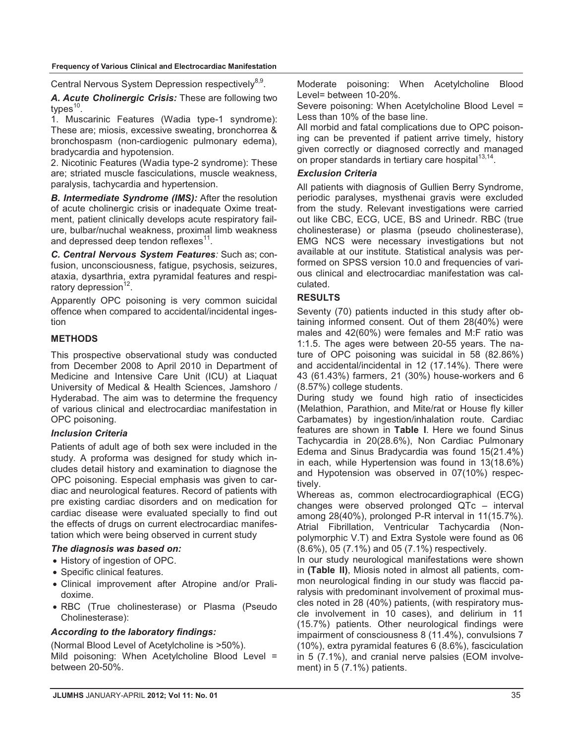Central Nervous System Depression respectively[8,9].

***A. Acute Cholinergic Crisis:*** These are following two types[10].

1. Muscarinic Features (Wadia type-1 syndrome): These are; miosis, excessive sweating, bronchorrea & bronchospasm (non-cardiogenic pulmonary edema), bradycardia and hypotension.
2. Nicotinic Features (Wadia type-2 syndrome): These are; striated muscle fasciculations, muscle weakness, paralysis, tachycardia and hypertension.

***B. Intermediate Syndrome (IMS):*** After the resolution of acute cholinergic crisis or inadequate Oxime treatment, patient clinically develops acute respiratory failure, bulbar/nuchal weakness, proximal limb weakness and depressed deep tendon reflexes[11].

***C. Central Nervous System Features:*** Such as; confusion, unconsciousness, fatigue, psychosis, seizures, ataxia, dysarthria, extra pyramidal features and respiratory depression[12].

Apparently OPC poisoning is very common suicidal offence when compared to accidental/incidental ingestion

## METHODS

This prospective observational study was conducted from December 2008 to April 2010 in Department of Medicine and Intensive Care Unit (ICU) at Liaquat University of Medical & Health Sciences, Jamshoro / Hyderabad. The aim was to determine the frequency of various clinical and electrocardiac manifestation in OPC poisoning.

### *Inclusion Criteria*

Patients of adult age of both sex were included in the study. A proforma was designed for study which includes detail history and examination to diagnose the OPC poisoning. Especial emphasis was given to cardiac and neurological features. Record of patients with pre existing cardiac disorders and on medication for cardiac disease were evaluated specially to find out the effects of drugs on current electrocardiac manifestation which were being observed in current study

### *The diagnosis was based on:*

- History of ingestion of OPC.
- Specific clinical features.
- Clinical improvement after Atropine and/or Pralidoxime.
- RBC (True cholinesterase) or Plasma (Pseudo Cholinesterase):

### *According to the laboratory findings:*

(Normal Blood Level of Acetylcholine is >50%).

Mild poisoning: When Acetylcholine Blood Level = between 20-50%.

Moderate poisoning: When Acetylcholine Blood Level= between 10-20%.

Severe poisoning: When Acetylcholine Blood Level = Less than 10% of the base line.

All morbid and fatal complications due to OPC poisoning can be prevented if patient arrive timely, history given correctly or diagnosed correctly and managed on proper standards in tertiary care hospital[13,14].

### *Exclusion Criteria*

All patients with diagnosis of Gullien Berry Syndrome, periodic paralyses, mysthenai gravis were excluded from the study. Relevant investigations were carried out like CBC, ECG, UCE, BS and Urinedr. RBC (true cholinesterase) or plasma (pseudo cholinesterase), EMG NCS were necessary investigations but not available at our institute. Statistical analysis was performed on SPSS version 10.0 and frequencies of various clinical and electrocardiac manifestation was calculated.

## RESULTS

Seventy (70) patients inducted in this study after obtaining informed consent. Out of them 28(40%) were males and 42(60%) were females and M:F ratio was 1:1.5. The ages were between 20-55 years. The nature of OPC poisoning was suicidal in 58 (82.86%) and accidental/incidental in 12 (17.14%). There were 43 (61.43%) farmers, 21 (30%) house-workers and 6 (8.57%) college students.

During study we found high ratio of insecticides (Melathion, Parathion, and Mite/rat or House fly killer Carbamates) by ingestion/inhalation route. Cardiac features are shown in **Table I**. Here we found Sinus Tachycardia in 20(28.6%), Non Cardiac Pulmonary Edema and Sinus Bradycardia was found 15(21.4%) in each, while Hypertension was found in 13(18.6%) and Hypotension was observed in 07(10%) respectively.

Whereas as, common electrocardiographical (ECG) changes were observed prolonged QTc – interval among 28(40%), prolonged P-R interval in 11(15.7%). Atrial Fibrillation, Ventricular Tachycardia (Non-polymorphic V.T) and Extra Systole were found as 06 (8.6%), 05 (7.1%) and 05 (7.1%) respectively.

In our study neurological manifestations were shown in **(Table II)**, Miosis noted in almost all patients, common neurological finding in our study was flaccid paralysis with predominant involvement of proximal muscles noted in 28 (40%) patients, (with respiratory muscle involvement in 10 cases), and delirium in 11 (15.7%) patients. Other neurological findings were impairment of consciousness 8 (11.4%), convulsions 7 (10%), extra pyramidal features 6 (8.6%), fasciculation in 5 (7.1%), and cranial nerve palsies (EOM involvement) in 5 (7.1%) patients.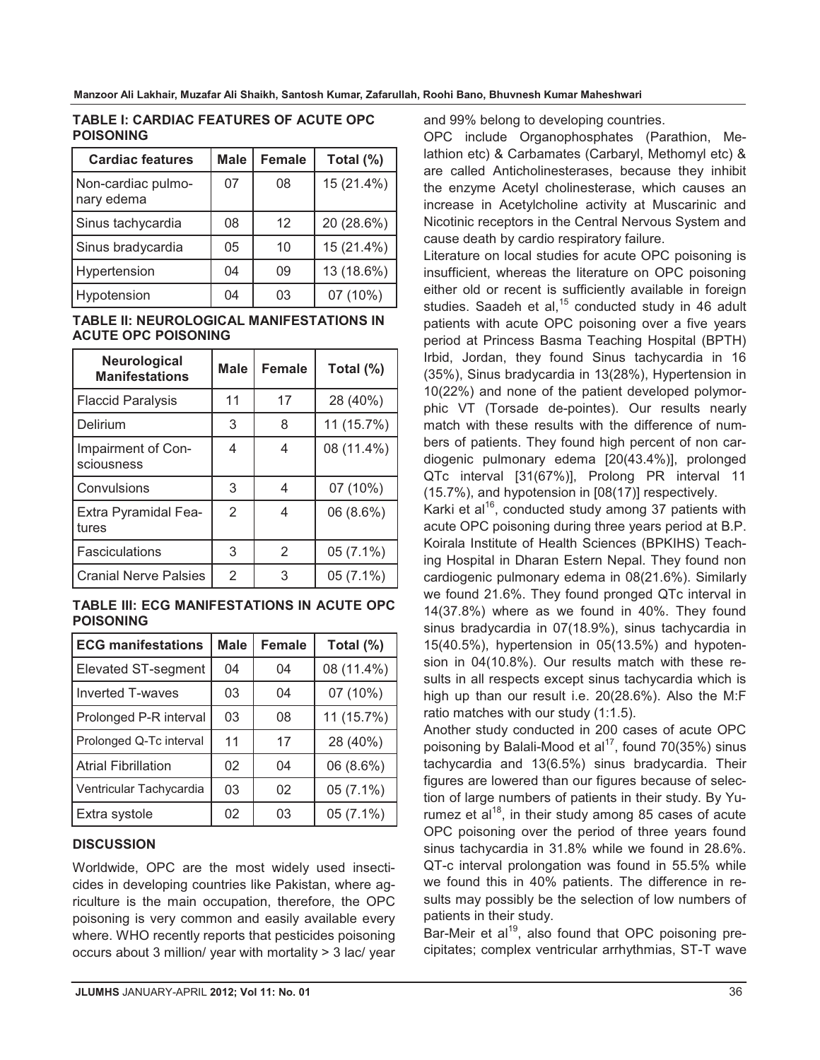**TABLE I: CARDIAC FEATURES OF ACUTE OPC POISONING**

| Cardiac features | Male | Female | Total (%) |
|---|---|---|---|
| Non-cardiac pulmonary edema | 07 | 08 | 15 (21.4%) |
| Sinus tachycardia | 08 | 12 | 20 (28.6%) |
| Sinus bradycardia | 05 | 10 | 15 (21.4%) |
| Hypertension | 04 | 09 | 13 (18.6%) |
| Hypotension | 04 | 03 | 07 (10%) |

**TABLE II: NEUROLOGICAL MANIFESTATIONS IN ACUTE OPC POISONING**

| Neurological Manifestations | Male | Female | Total (%) |
|---|---|---|---|
| Flaccid Paralysis | 11 | 17 | 28 (40%) |
| Delirium | 3 | 8 | 11 (15.7%) |
| Impairment of Consciousness | 4 | 4 | 08 (11.4%) |
| Convulsions | 3 | 4 | 07 (10%) |
| Extra Pyramidal Features | 2 | 4 | 06 (8.6%) |
| Fasciculations | 3 | 2 | 05 (7.1%) |
| Cranial Nerve Palsies | 2 | 3 | 05 (7.1%) |

**TABLE III: ECG MANIFESTATIONS IN ACUTE OPC POISONING**

| ECG manifestations | Male | Female | Total (%) |
|---|---|---|---|
| Elevated ST-segment | 04 | 04 | 08 (11.4%) |
| Inverted T-waves | 03 | 04 | 07 (10%) |
| Prolonged P-R interval | 03 | 08 | 11 (15.7%) |
| Prolonged Q-Tc interval | 11 | 17 | 28 (40%) |
| Atrial Fibrillation | 02 | 04 | 06 (8.6%) |
| Ventricular Tachycardia | 03 | 02 | 05 (7.1%) |
| Extra systole | 02 | 03 | 05 (7.1%) |

## DISCUSSION

Worldwide, OPC are the most widely used insecticides in developing countries like Pakistan, where agriculture is the main occupation, therefore, the OPC poisoning is very common and easily available every where. WHO recently reports that pesticides poisoning occurs about 3 million/ year with mortality > 3 lac/ year and 99% belong to developing countries.

OPC include Organophosphates (Parathion, Melathion etc) & Carbamates (Carbaryl, Methomyl etc) & are called Anticholinesterases, because they inhibit the enzyme Acetyl cholinesterase, which causes an increase in Acetylcholine activity at Muscarinic and Nicotinic receptors in the Central Nervous System and cause death by cardio respiratory failure.

Literature on local studies for acute OPC poisoning is insufficient, whereas the literature on OPC poisoning either old or recent is sufficiently available in foreign studies. Saadeh et al,[15] conducted study in 46 adult patients with acute OPC poisoning over a five years period at Princess Basma Teaching Hospital (BPTH) Irbid, Jordan, they found Sinus tachycardia in 16 (35%), Sinus bradycardia in 13(28%), Hypertension in 10(22%) and none of the patient developed polymorphic VT (Torsade de-pointes). Our results nearly match with these results with the difference of numbers of patients. They found high percent of non cardiogenic pulmonary edema [20(43.4%)], prolonged QTc interval [31(67%)], Prolong PR interval 11 (15.7%), and hypotension in [08(17)] respectively.

Karki et al[16], conducted study among 37 patients with acute OPC poisoning during three years period at B.P. Koirala Institute of Health Sciences (BPKIHS) Teaching Hospital in Dharan Estern Nepal. They found non cardiogenic pulmonary edema in 08(21.6%). Similarly we found 21.6%. They found pronged QTc interval in 14(37.8%) where as we found in 40%. They found sinus bradycardia in 07(18.9%), sinus tachycardia in 15(40.5%), hypertension in 05(13.5%) and hypotension in 04(10.8%). Our results match with these results in all respects except sinus tachycardia which is high up than our result i.e. 20(28.6%). Also the M:F ratio matches with our study (1:1.5).

Another study conducted in 200 cases of acute OPC poisoning by Balali-Mood et al[17], found 70(35%) sinus tachycardia and 13(6.5%) sinus bradycardia. Their figures are lowered than our figures because of selection of large numbers of patients in their study. By Yurumez et al[18], in their study among 85 cases of acute OPC poisoning over the period of three years found sinus tachycardia in 31.8% while we found in 28.6%. QT-c interval prolongation was found in 55.5% while we found this in 40% patients. The difference in results may possibly be the selection of low numbers of patients in their study.

Bar-Meir et al[19], also found that OPC poisoning precipitates; complex ventricular arrhythmias, ST-T wave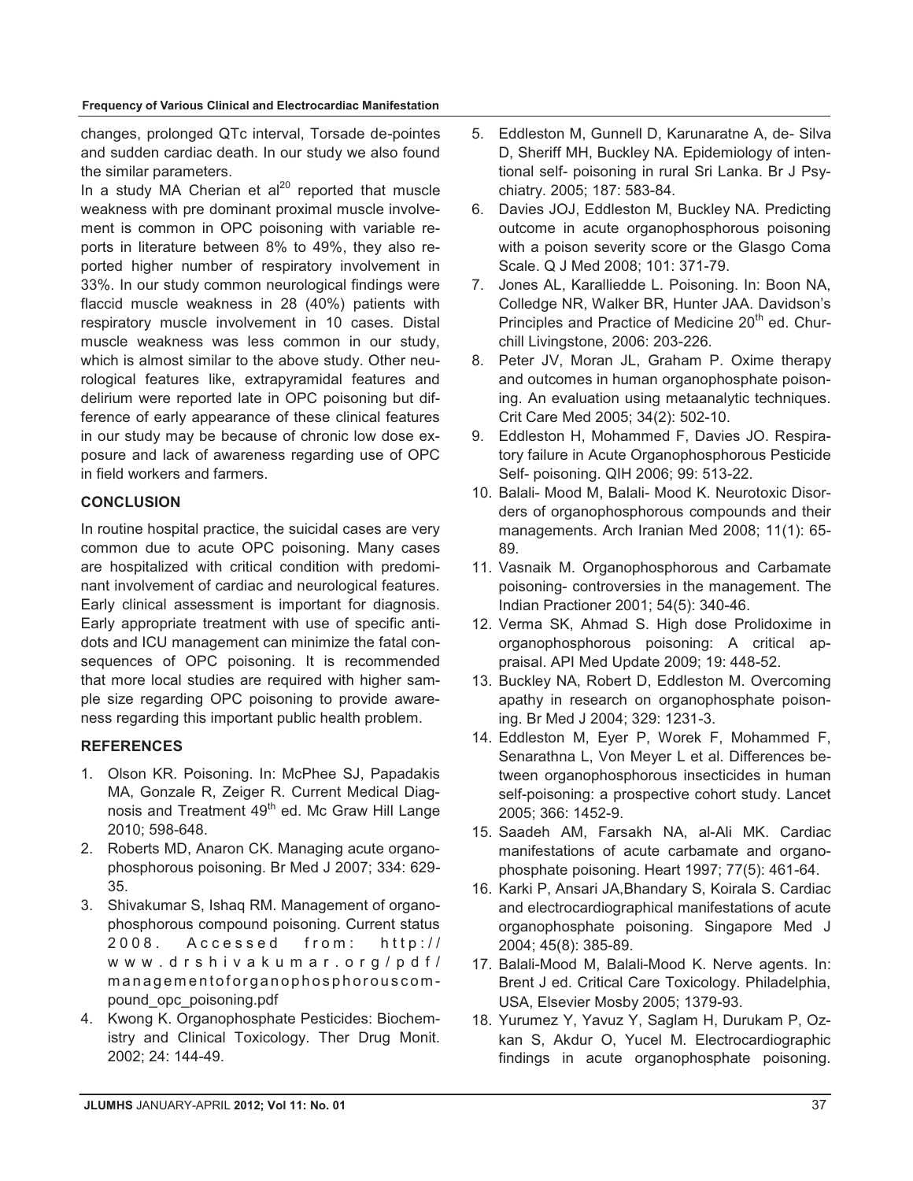changes, prolonged QTc interval, Torsade de-pointes and sudden cardiac death. In our study we also found the similar parameters.

In a study MA Cherian et al[20] reported that muscle weakness with pre dominant proximal muscle involvement is common in OPC poisoning with variable reports in literature between 8% to 49%, they also reported higher number of respiratory involvement in 33%. In our study common neurological findings were flaccid muscle weakness in 28 (40%) patients with respiratory muscle involvement in 10 cases. Distal muscle weakness was less common in our study, which is almost similar to the above study. Other neurological features like, extrapyramidal features and delirium were reported late in OPC poisoning but difference of early appearance of these clinical features in our study may be because of chronic low dose exposure and lack of awareness regarding use of OPC in field workers and farmers.

## CONCLUSION

In routine hospital practice, the suicidal cases are very common due to acute OPC poisoning. Many cases are hospitalized with critical condition with predominant involvement of cardiac and neurological features. Early clinical assessment is important for diagnosis. Early appropriate treatment with use of specific antidots and ICU management can minimize the fatal consequences of OPC poisoning. It is recommended that more local studies are required with higher sample size regarding OPC poisoning to provide awareness regarding this important public health problem.

## REFERENCES

1. Olson KR. Poisoning. In: McPhee SJ, Papadakis MA, Gonzale R, Zeiger R. Current Medical Diagnosis and Treatment 49th ed. Mc Graw Hill Lange 2010; 598-648.
2. Roberts MD, Anaron CK. Managing acute organophosphorous poisoning. Br Med J 2007; 334: 629-35.
3. Shivakumar S, Ishaq RM. Management of organophosphorous compound poisoning. Current status 2008. Accessed from: http://www.drshivakumar.org/pdf/managementoforganophosphorouscompound_opc_poisoning.pdf
4. Kwong K. Organophosphate Pesticides: Biochemistry and Clinical Toxicology. Ther Drug Monit. 2002; 24: 144-49.
5. Eddleston M, Gunnell D, Karunaratne A, de- Silva D, Sheriff MH, Buckley NA. Epidemiology of intentional self- poisoning in rural Sri Lanka. Br J Psychiatry. 2005; 187: 583-84.
6. Davies JOJ, Eddleston M, Buckley NA. Predicting outcome in acute organophosphorous poisoning with a poison severity score or the Glasgo Coma Scale. Q J Med 2008; 101: 371-79.
7. Jones AL, Karalliedde L. Poisoning. In: Boon NA, Colledge NR, Walker BR, Hunter JAA. Davidson's Principles and Practice of Medicine 20th ed. Churchill Livingstone, 2006: 203-226.
8. Peter JV, Moran JL, Graham P. Oxime therapy and outcomes in human organophosphate poisoning. An evaluation using metaanalytic techniques. Crit Care Med 2005; 34(2): 502-10.
9. Eddleston H, Mohammed F, Davies JO. Respiratory failure in Acute Organophosphorous Pesticide Self- poisoning. QIH 2006; 99: 513-22.
10. Balali- Mood M, Balali- Mood K. Neurotoxic Disorders of organophosphorous compounds and their managements. Arch Iranian Med 2008; 11(1): 65-89.
11. Vasnaik M. Organophosphorous and Carbamate poisoning- controversies in the management. The Indian Practioner 2001; 54(5): 340-46.
12. Verma SK, Ahmad S. High dose Prolidoxime in organophosphorous poisoning: A critical appraisal. API Med Update 2009; 19: 448-52.
13. Buckley NA, Robert D, Eddleston M. Overcoming apathy in research on organophosphate poisoning. Br Med J 2004; 329: 1231-3.
14. Eddleston M, Eyer P, Worek F, Mohammed F, Senarathna L, Von Meyer L et al. Differences between organophosphorous insecticides in human self-poisoning: a prospective cohort study. Lancet 2005; 366: 1452-9.
15. Saadeh AM, Farsakh NA, al-Ali MK. Cardiac manifestations of acute carbamate and organophosphate poisoning. Heart 1997; 77(5): 461-64.
16. Karki P, Ansari JA,Bhandary S, Koirala S. Cardiac and electrocardiographical manifestations of acute organophosphate poisoning. Singapore Med J 2004; 45(8): 385-89.
17. Balali-Mood M, Balali-Mood K. Nerve agents. In: Brent J ed. Critical Care Toxicology. Philadelphia, USA, Elsevier Mosby 2005; 1379-93.
18. Yurumez Y, Yavuz Y, Saglam H, Durukam P, Ozkan S, Akdur O, Yucel M. Electrocardiographic findings in acute organophosphate poisoning.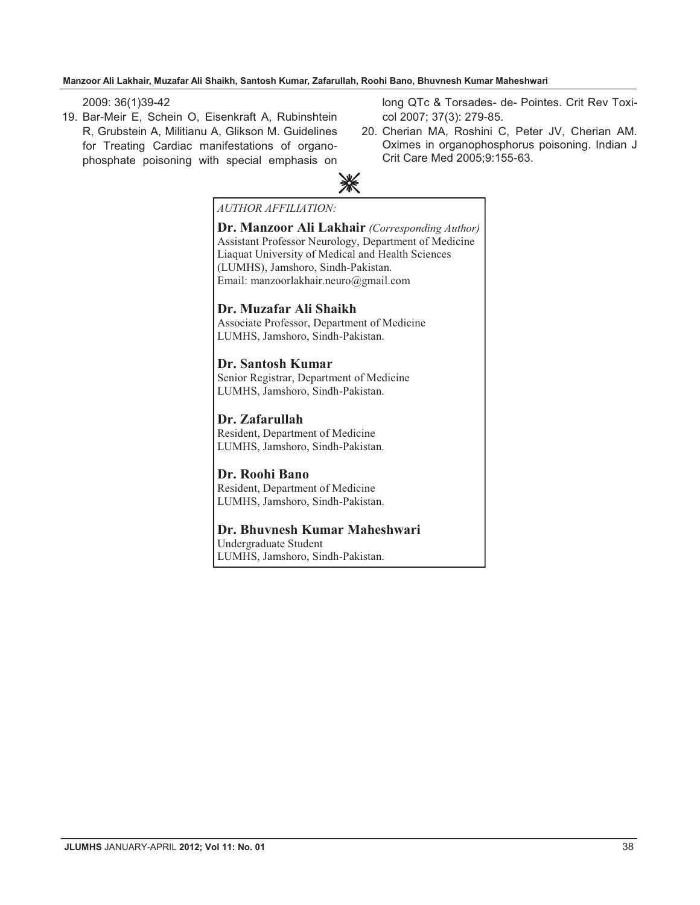2009: 36(1)39-42

19. Bar-Meir E, Schein O, Eisenkraft A, Rubinshtein R, Grubstein A, Militianu A, Glikson M. Guidelines for Treating Cardiac manifestations of organophosphate poisoning with special emphasis on long QTc & Torsades- de- Pointes. Crit Rev Toxicol 2007; 37(3): 279-85.
20. Cherian MA, Roshini C, Peter JV, Cherian AM. Oximes in organophosphorus poisoning. Indian J Crit Care Med 2005;9:155-63.

*AUTHOR AFFILIATION:*

**Dr. Manzoor Ali Lakhair** *(Corresponding Author)*
Assistant Professor Neurology, Department of Medicine
Liaquat University of Medical and Health Sciences (LUMHS), Jamshoro, Sindh-Pakistan.
Email: manzoorlakhair.neuro@gmail.com

**Dr. Muzafar Ali Shaikh**
Associate Professor, Department of Medicine
LUMHS, Jamshoro, Sindh-Pakistan.

**Dr. Santosh Kumar**
Senior Registrar, Department of Medicine
LUMHS, Jamshoro, Sindh-Pakistan.

**Dr. Zafarullah**
Resident, Department of Medicine
LUMHS, Jamshoro, Sindh-Pakistan.

**Dr. Roohi Bano**
Resident, Department of Medicine
LUMHS, Jamshoro, Sindh-Pakistan.

**Dr. Bhuvnesh Kumar Maheshwari**
Undergraduate Student
LUMHS, Jamshoro, Sindh-Pakistan.